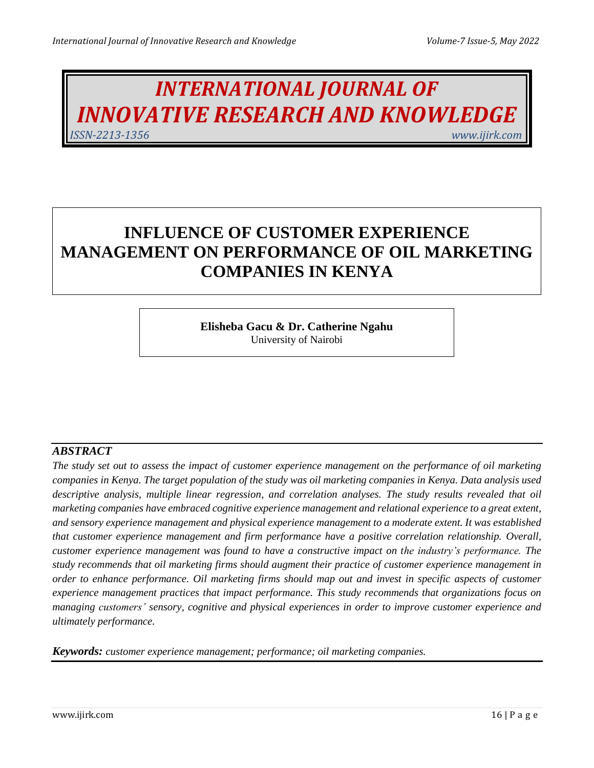# INTERNATIONAL JOURNAL OF INNOVATIVE RESEARCH AND KNOWLEDGE

*ISSN-2213-1356* *www.ijirk.com*

# INFLUENCE OF CUSTOMER EXPERIENCE MANAGEMENT ON PERFORMANCE OF OIL MARKETING COMPANIES IN KENYA

**Elisheba Gacu & Dr. Catherine Ngahu**
University of Nairobi

## *ABSTRACT*

*The study set out to assess the impact of customer experience management on the performance of oil marketing companies in Kenya. The target population of the study was oil marketing companies in Kenya. Data analysis used descriptive analysis, multiple linear regression, and correlation analyses. The study results revealed that oil marketing companies have embraced cognitive experience management and relational experience to a great extent, and sensory experience management and physical experience management to a moderate extent. It was established that customer experience management and firm performance have a positive correlation relationship. Overall, customer experience management was found to have a constructive impact on the industry's performance. The study recommends that oil marketing firms should augment their practice of customer experience management in order to enhance performance. Oil marketing firms should map out and invest in specific aspects of customer experience management practices that impact performance. This study recommends that organizations focus on managing customers' sensory, cognitive and physical experiences in order to improve customer experience and ultimately performance.*

***Keywords:*** *customer experience management; performance; oil marketing companies.*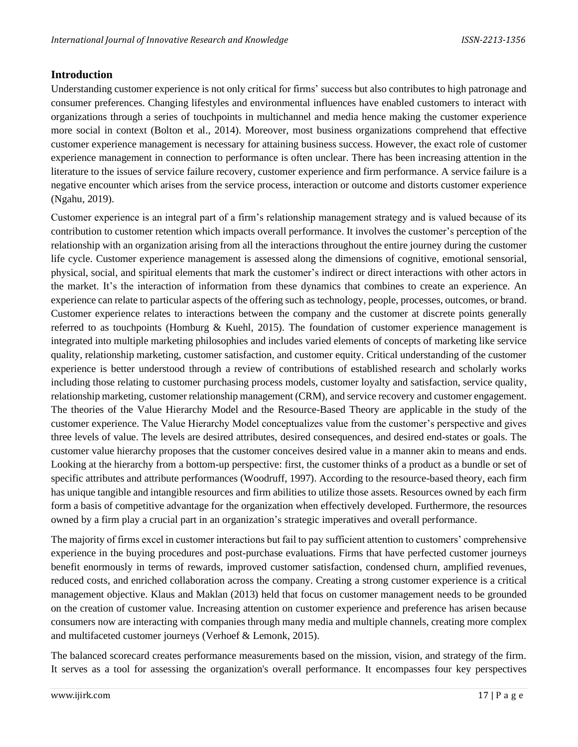## Introduction

Understanding customer experience is not only critical for firms' success but also contributes to high patronage and consumer preferences. Changing lifestyles and environmental influences have enabled customers to interact with organizations through a series of touchpoints in multichannel and media hence making the customer experience more social in context (Bolton et al., 2014). Moreover, most business organizations comprehend that effective customer experience management is necessary for attaining business success. However, the exact role of customer experience management in connection to performance is often unclear. There has been increasing attention in the literature to the issues of service failure recovery, customer experience and firm performance. A service failure is a negative encounter which arises from the service process, interaction or outcome and distorts customer experience (Ngahu, 2019).

Customer experience is an integral part of a firm's relationship management strategy and is valued because of its contribution to customer retention which impacts overall performance. It involves the customer's perception of the relationship with an organization arising from all the interactions throughout the entire journey during the customer life cycle. Customer experience management is assessed along the dimensions of cognitive, emotional sensorial, physical, social, and spiritual elements that mark the customer's indirect or direct interactions with other actors in the market. It's the interaction of information from these dynamics that combines to create an experience. An experience can relate to particular aspects of the offering such as technology, people, processes, outcomes, or brand. Customer experience relates to interactions between the company and the customer at discrete points generally referred to as touchpoints (Homburg & Kuehl, 2015). The foundation of customer experience management is integrated into multiple marketing philosophies and includes varied elements of concepts of marketing like service quality, relationship marketing, customer satisfaction, and customer equity. Critical understanding of the customer experience is better understood through a review of contributions of established research and scholarly works including those relating to customer purchasing process models, customer loyalty and satisfaction, service quality, relationship marketing, customer relationship management (CRM), and service recovery and customer engagement. The theories of the Value Hierarchy Model and the Resource-Based Theory are applicable in the study of the customer experience. The Value Hierarchy Model conceptualizes value from the customer's perspective and gives three levels of value. The levels are desired attributes, desired consequences, and desired end-states or goals. The customer value hierarchy proposes that the customer conceives desired value in a manner akin to means and ends. Looking at the hierarchy from a bottom-up perspective: first, the customer thinks of a product as a bundle or set of specific attributes and attribute performances (Woodruff, 1997). According to the resource-based theory, each firm has unique tangible and intangible resources and firm abilities to utilize those assets. Resources owned by each firm form a basis of competitive advantage for the organization when effectively developed. Furthermore, the resources owned by a firm play a crucial part in an organization's strategic imperatives and overall performance.

The majority of firms excel in customer interactions but fail to pay sufficient attention to customers' comprehensive experience in the buying procedures and post-purchase evaluations. Firms that have perfected customer journeys benefit enormously in terms of rewards, improved customer satisfaction, condensed churn, amplified revenues, reduced costs, and enriched collaboration across the company. Creating a strong customer experience is a critical management objective. Klaus and Maklan (2013) held that focus on customer management needs to be grounded on the creation of customer value. Increasing attention on customer experience and preference has arisen because consumers now are interacting with companies through many media and multiple channels, creating more complex and multifaceted customer journeys (Verhoef & Lemonk, 2015).

The balanced scorecard creates performance measurements based on the mission, vision, and strategy of the firm. It serves as a tool for assessing the organization's overall performance. It encompasses four key perspectives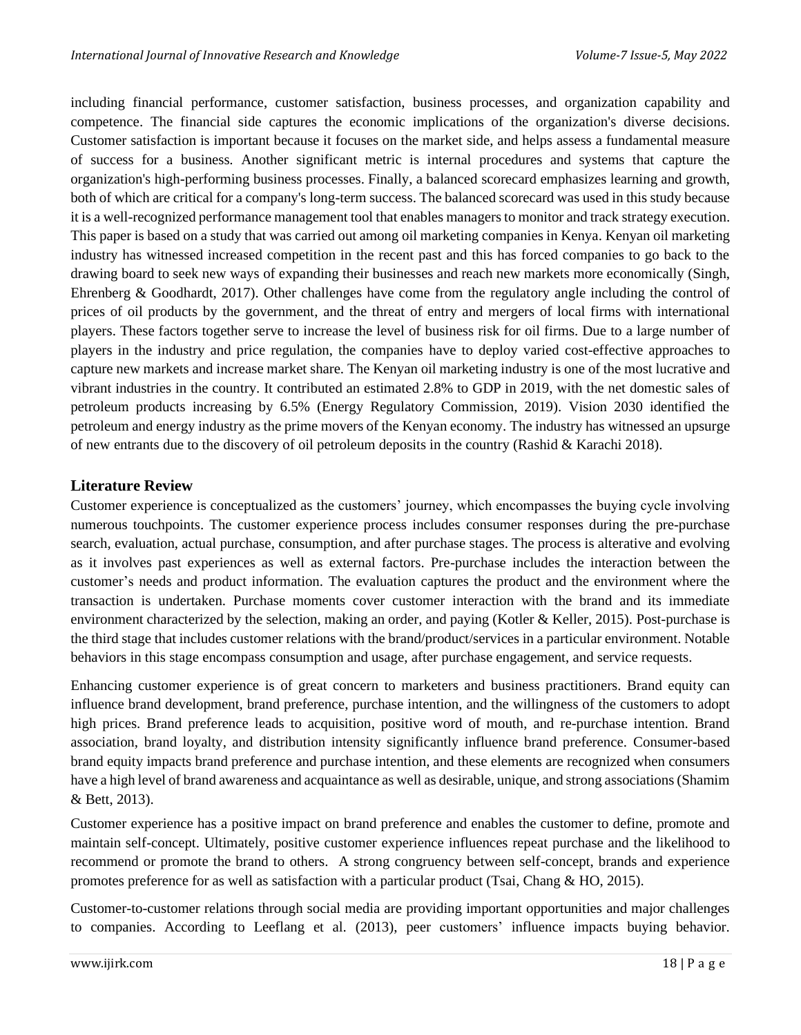including financial performance, customer satisfaction, business processes, and organization capability and competence. The financial side captures the economic implications of the organization's diverse decisions. Customer satisfaction is important because it focuses on the market side, and helps assess a fundamental measure of success for a business. Another significant metric is internal procedures and systems that capture the organization's high-performing business processes. Finally, a balanced scorecard emphasizes learning and growth, both of which are critical for a company's long-term success. The balanced scorecard was used in this study because it is a well-recognized performance management tool that enables managers to monitor and track strategy execution. This paper is based on a study that was carried out among oil marketing companies in Kenya. Kenyan oil marketing industry has witnessed increased competition in the recent past and this has forced companies to go back to the drawing board to seek new ways of expanding their businesses and reach new markets more economically (Singh, Ehrenberg & Goodhardt, 2017). Other challenges have come from the regulatory angle including the control of prices of oil products by the government, and the threat of entry and mergers of local firms with international players. These factors together serve to increase the level of business risk for oil firms. Due to a large number of players in the industry and price regulation, the companies have to deploy varied cost-effective approaches to capture new markets and increase market share. The Kenyan oil marketing industry is one of the most lucrative and vibrant industries in the country. It contributed an estimated 2.8% to GDP in 2019, with the net domestic sales of petroleum products increasing by 6.5% (Energy Regulatory Commission, 2019). Vision 2030 identified the petroleum and energy industry as the prime movers of the Kenyan economy. The industry has witnessed an upsurge of new entrants due to the discovery of oil petroleum deposits in the country (Rashid & Karachi 2018).

## Literature Review

Customer experience is conceptualized as the customers' journey, which encompasses the buying cycle involving numerous touchpoints. The customer experience process includes consumer responses during the pre-purchase search, evaluation, actual purchase, consumption, and after purchase stages. The process is alterative and evolving as it involves past experiences as well as external factors. Pre-purchase includes the interaction between the customer's needs and product information. The evaluation captures the product and the environment where the transaction is undertaken. Purchase moments cover customer interaction with the brand and its immediate environment characterized by the selection, making an order, and paying (Kotler & Keller, 2015). Post-purchase is the third stage that includes customer relations with the brand/product/services in a particular environment. Notable behaviors in this stage encompass consumption and usage, after purchase engagement, and service requests.

Enhancing customer experience is of great concern to marketers and business practitioners. Brand equity can influence brand development, brand preference, purchase intention, and the willingness of the customers to adopt high prices. Brand preference leads to acquisition, positive word of mouth, and re-purchase intention. Brand association, brand loyalty, and distribution intensity significantly influence brand preference. Consumer-based brand equity impacts brand preference and purchase intention, and these elements are recognized when consumers have a high level of brand awareness and acquaintance as well as desirable, unique, and strong associations (Shamim & Bett, 2013).

Customer experience has a positive impact on brand preference and enables the customer to define, promote and maintain self-concept. Ultimately, positive customer experience influences repeat purchase and the likelihood to recommend or promote the brand to others. A strong congruency between self-concept, brands and experience promotes preference for as well as satisfaction with a particular product (Tsai, Chang & HO, 2015).

Customer-to-customer relations through social media are providing important opportunities and major challenges to companies. According to Leeflang et al. (2013), peer customers' influence impacts buying behavior.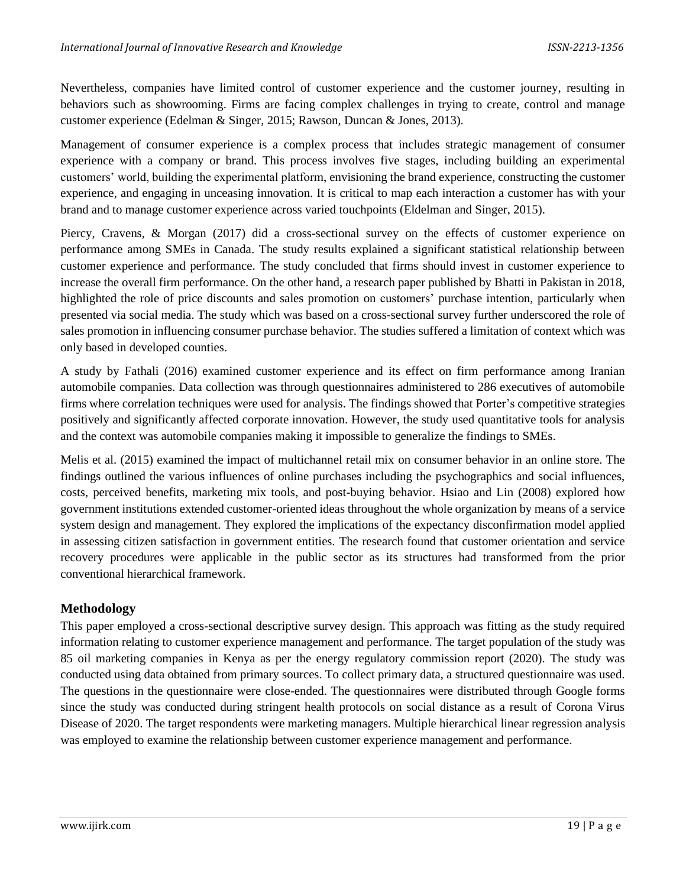Nevertheless, companies have limited control of customer experience and the customer journey, resulting in behaviors such as showrooming. Firms are facing complex challenges in trying to create, control and manage customer experience (Edelman & Singer, 2015; Rawson, Duncan & Jones, 2013).

Management of consumer experience is a complex process that includes strategic management of consumer experience with a company or brand. This process involves five stages, including building an experimental customers' world, building the experimental platform, envisioning the brand experience, constructing the customer experience, and engaging in unceasing innovation. It is critical to map each interaction a customer has with your brand and to manage customer experience across varied touchpoints (Eldelman and Singer, 2015).

Piercy, Cravens, & Morgan (2017) did a cross-sectional survey on the effects of customer experience on performance among SMEs in Canada. The study results explained a significant statistical relationship between customer experience and performance. The study concluded that firms should invest in customer experience to increase the overall firm performance. On the other hand, a research paper published by Bhatti in Pakistan in 2018, highlighted the role of price discounts and sales promotion on customers' purchase intention, particularly when presented via social media. The study which was based on a cross-sectional survey further underscored the role of sales promotion in influencing consumer purchase behavior. The studies suffered a limitation of context which was only based in developed counties.

A study by Fathali (2016) examined customer experience and its effect on firm performance among Iranian automobile companies. Data collection was through questionnaires administered to 286 executives of automobile firms where correlation techniques were used for analysis. The findings showed that Porter's competitive strategies positively and significantly affected corporate innovation. However, the study used quantitative tools for analysis and the context was automobile companies making it impossible to generalize the findings to SMEs.

Melis et al. (2015) examined the impact of multichannel retail mix on consumer behavior in an online store. The findings outlined the various influences of online purchases including the psychographics and social influences, costs, perceived benefits, marketing mix tools, and post-buying behavior. Hsiao and Lin (2008) explored how government institutions extended customer-oriented ideas throughout the whole organization by means of a service system design and management. They explored the implications of the expectancy disconfirmation model applied in assessing citizen satisfaction in government entities. The research found that customer orientation and service recovery procedures were applicable in the public sector as its structures had transformed from the prior conventional hierarchical framework.

## Methodology

This paper employed a cross-sectional descriptive survey design. This approach was fitting as the study required information relating to customer experience management and performance. The target population of the study was 85 oil marketing companies in Kenya as per the energy regulatory commission report (2020). The study was conducted using data obtained from primary sources. To collect primary data, a structured questionnaire was used. The questions in the questionnaire were close-ended. The questionnaires were distributed through Google forms since the study was conducted during stringent health protocols on social distance as a result of Corona Virus Disease of 2020. The target respondents were marketing managers. Multiple hierarchical linear regression analysis was employed to examine the relationship between customer experience management and performance.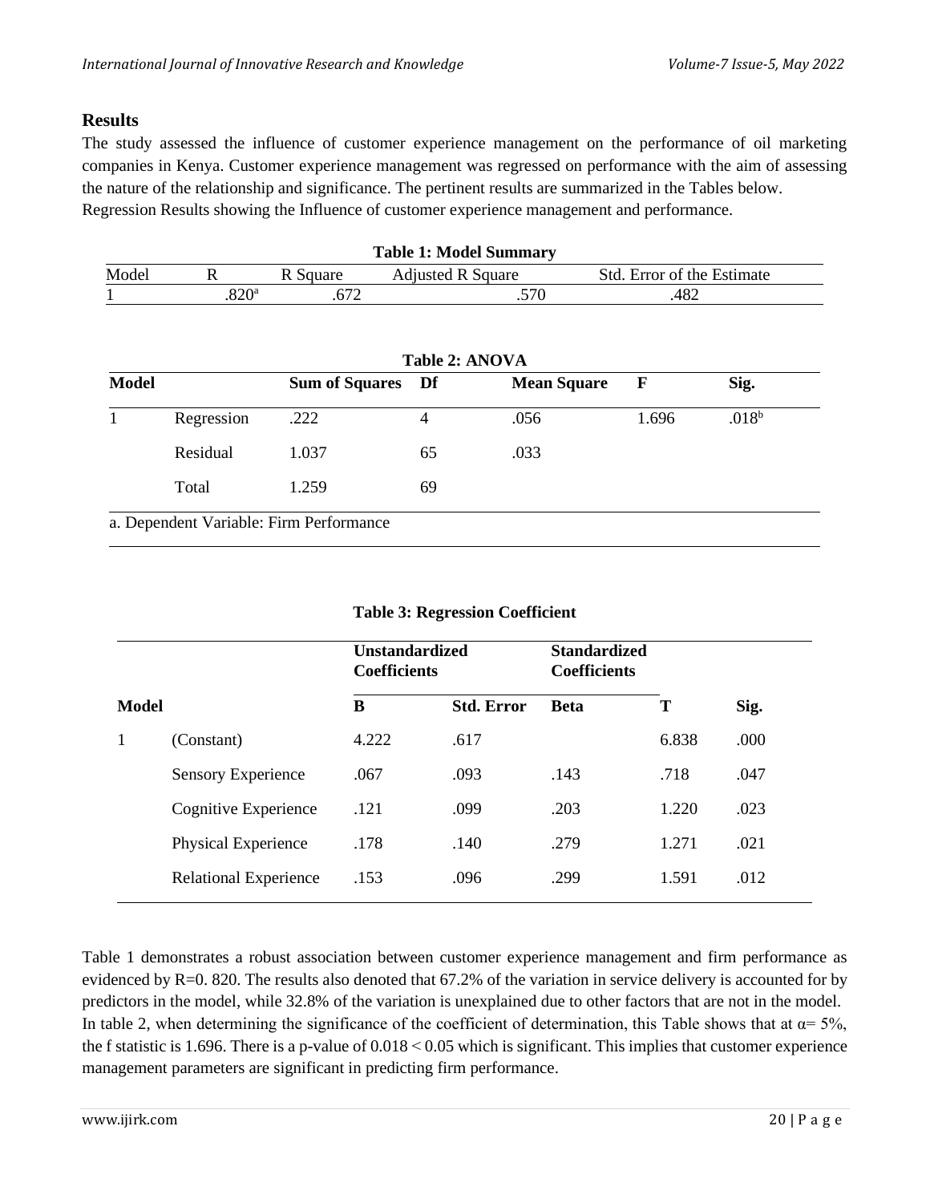## Results

The study assessed the influence of customer experience management on the performance of oil marketing companies in Kenya. Customer experience management was regressed on performance with the aim of assessing the nature of the relationship and significance. The pertinent results are summarized in the Tables below.
Regression Results showing the Influence of customer experience management and performance.

**Table 1: Model Summary**

| Model | R | R Square | Adjusted R Square | Std. Error of the Estimate |
|---|---|---|---|---|
| 1 | .820[a] | .672 | .570 | .482 |

**Table 2: ANOVA**

| Model | | Sum of Squares | Df | Mean Square | F | Sig. |
|---|---|---|---|---|---|---|
| 1 | Regression | .222 | 4 | .056 | 1.696 | .018[b] |
| | Residual | 1.037 | 65 | .033 | | |
| | Total | 1.259 | 69 | | | |

a. Dependent Variable: Firm Performance

**Table 3: Regression Coefficient**

| | | Unstandardized Coefficients | | Standardized Coefficients | | |
|---|---|---|---|---|---|---|
| **Model** | | **B** | **Std. Error** | **Beta** | **T** | **Sig.** |
| 1 | (Constant) | 4.222 | .617 | | 6.838 | .000 |
| | Sensory Experience | .067 | .093 | .143 | .718 | .047 |
| | Cognitive Experience | .121 | .099 | .203 | 1.220 | .023 |
| | Physical Experience | .178 | .140 | .279 | 1.271 | .021 |
| | Relational Experience | .153 | .096 | .299 | 1.591 | .012 |

Table 1 demonstrates a robust association between customer experience management and firm performance as evidenced by R=0. 820. The results also denoted that 67.2% of the variation in service delivery is accounted for by predictors in the model, while 32.8% of the variation is unexplained due to other factors that are not in the model. In table 2, when determining the significance of the coefficient of determination, this Table shows that at $\alpha = 5\%$, the f statistic is 1.696. There is a p-value of $0.018 < 0.05$ which is significant. This implies that customer experience management parameters are significant in predicting firm performance.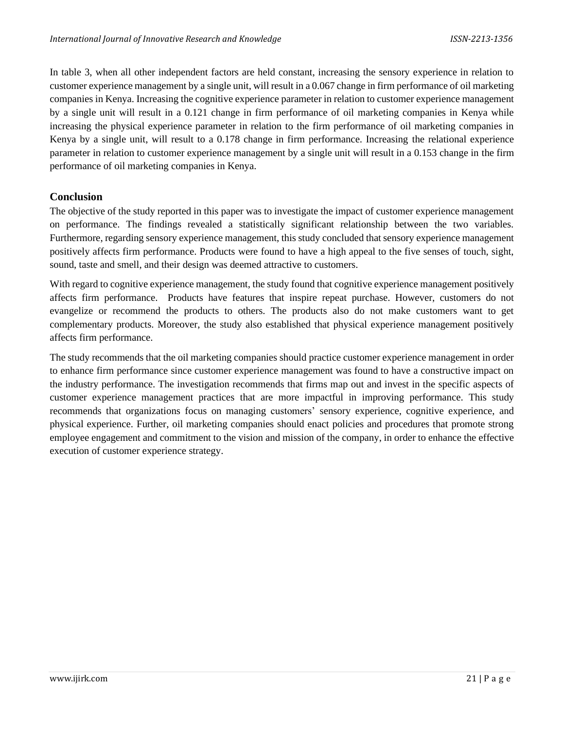In table 3, when all other independent factors are held constant, increasing the sensory experience in relation to customer experience management by a single unit, will result in a 0.067 change in firm performance of oil marketing companies in Kenya. Increasing the cognitive experience parameter in relation to customer experience management by a single unit will result in a 0.121 change in firm performance of oil marketing companies in Kenya while increasing the physical experience parameter in relation to the firm performance of oil marketing companies in Kenya by a single unit, will result to a 0.178 change in firm performance. Increasing the relational experience parameter in relation to customer experience management by a single unit will result in a 0.153 change in the firm performance of oil marketing companies in Kenya.

## Conclusion

The objective of the study reported in this paper was to investigate the impact of customer experience management on performance. The findings revealed a statistically significant relationship between the two variables. Furthermore, regarding sensory experience management, this study concluded that sensory experience management positively affects firm performance. Products were found to have a high appeal to the five senses of touch, sight, sound, taste and smell, and their design was deemed attractive to customers.

With regard to cognitive experience management, the study found that cognitive experience management positively affects firm performance. Products have features that inspire repeat purchase. However, customers do not evangelize or recommend the products to others. The products also do not make customers want to get complementary products. Moreover, the study also established that physical experience management positively affects firm performance.

The study recommends that the oil marketing companies should practice customer experience management in order to enhance firm performance since customer experience management was found to have a constructive impact on the industry performance. The investigation recommends that firms map out and invest in the specific aspects of customer experience management practices that are more impactful in improving performance. This study recommends that organizations focus on managing customers' sensory experience, cognitive experience, and physical experience. Further, oil marketing companies should enact policies and procedures that promote strong employee engagement and commitment to the vision and mission of the company, in order to enhance the effective execution of customer experience strategy.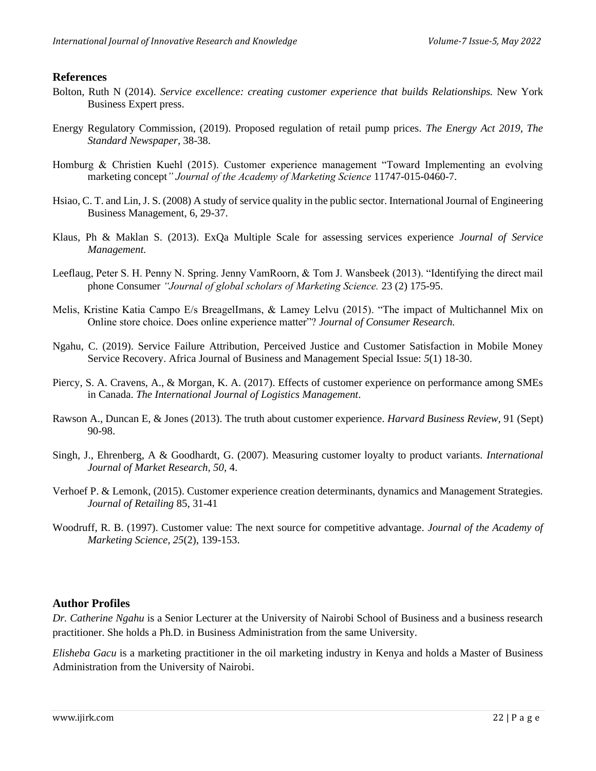## References

Bolton, Ruth N (2014). *Service excellence: creating customer experience that builds Relationships.* New York Business Expert press.

Energy Regulatory Commission, (2019). Proposed regulation of retail pump prices. *The Energy Act 2019, The Standard Newspaper*, 38-38.

Homburg & Christien Kuehl (2015). Customer experience management "Toward Implementing an evolving marketing concept*" Journal of the Academy of Marketing Science* 11747-015-0460-7.

Hsiao, C. T. and Lin, J. S. (2008) A study of service quality in the public sector. International Journal of Engineering Business Management, 6, 29-37.

Klaus, Ph & Maklan S. (2013). ExQa Multiple Scale for assessing services experience *Journal of Service Management.*

Leeflaug, Peter S. H. Penny N. Spring. Jenny VamRoorn, & Tom J. Wansbeek (2013). "Identifying the direct mail phone Consumer *"Journal of global scholars of Marketing Science.* 23 (2) 175-95.

Melis, Kristine Katia Campo E/s BreagelImans, & Lamey Lelvu (2015). "The impact of Multichannel Mix on Online store choice. Does online experience matter"? *Journal of Consumer Research.*

Ngahu, C. (2019). Service Failure Attribution, Perceived Justice and Customer Satisfaction in Mobile Money Service Recovery. Africa Journal of Business and Management Special Issue: *5*(1) 18-30.

Piercy, S. A. Cravens, A., & Morgan, K. A. (2017). Effects of customer experience on performance among SMEs in Canada. *The International Journal of Logistics Management*.

Rawson A., Duncan E, & Jones (2013). The truth about customer experience. *Harvard Business Review,* 91 (Sept) 90-98.

Singh, J., Ehrenberg, A & Goodhardt, G. (2007). Measuring customer loyalty to product variants. *International Journal of Market Research, 50,* 4.

Verhoef P. & Lemonk, (2015). Customer experience creation determinants, dynamics and Management Strategies. *Journal of Retailing* 85, 31-41

Woodruff, R. B. (1997). Customer value: The next source for competitive advantage. *Journal of the Academy of Marketing Science, 25*(2), 139-153.

## Author Profiles

*Dr. Catherine Ngahu* is a Senior Lecturer at the University of Nairobi School of Business and a business research practitioner. She holds a Ph.D. in Business Administration from the same University.

*Elisheba Gacu* is a marketing practitioner in the oil marketing industry in Kenya and holds a Master of Business Administration from the University of Nairobi.